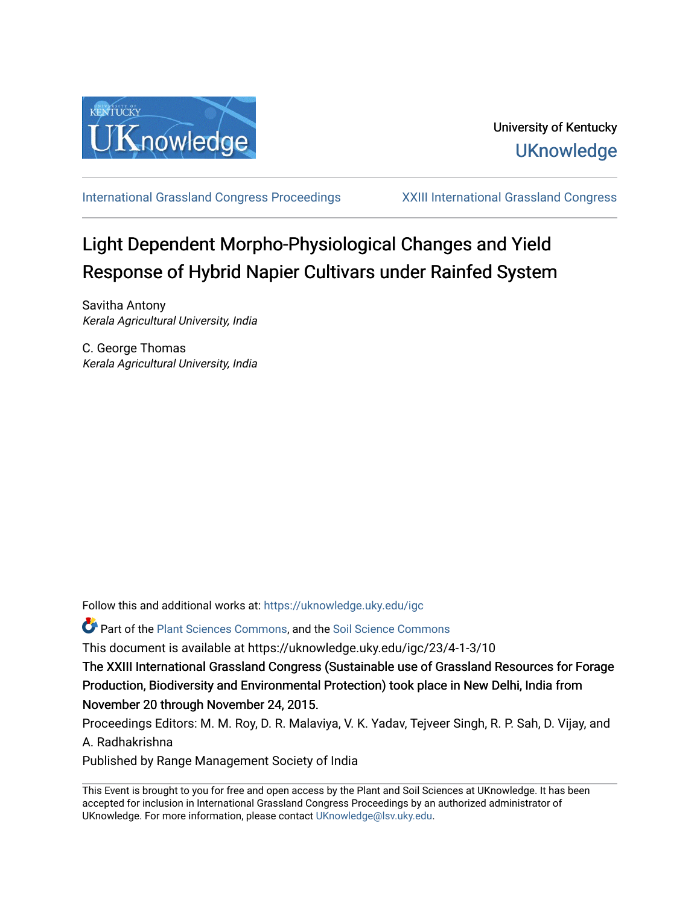University of Kentucky

UKnowledge

International Grassland Congress Proceedings | XXIII International Grassland Congress

# Light Dependent Morpho-Physiological Changes and Yield Response of Hybrid Napier Cultivars under Rainfed System

Savitha Antony
*Kerala Agricultural University, India*

C. George Thomas
*Kerala Agricultural University, India*

Follow this and additional works at: https://uknowledge.uky.edu/igc

Part of the Plant Sciences Commons, and the Soil Science Commons

This document is available at https://uknowledge.uky.edu/igc/23/4-1-3/10

The XXIII International Grassland Congress (Sustainable use of Grassland Resources for Forage Production, Biodiversity and Environmental Protection) took place in New Delhi, India from November 20 through November 24, 2015.

Proceedings Editors: M. M. Roy, D. R. Malaviya, V. K. Yadav, Tejveer Singh, R. P. Sah, D. Vijay, and A. Radhakrishna

Published by Range Management Society of India

This Event is brought to you for free and open access by the Plant and Soil Sciences at UKnowledge. It has been accepted for inclusion in International Grassland Congress Proceedings by an authorized administrator of UKnowledge. For more information, please contact UKnowledge@lsv.uky.edu.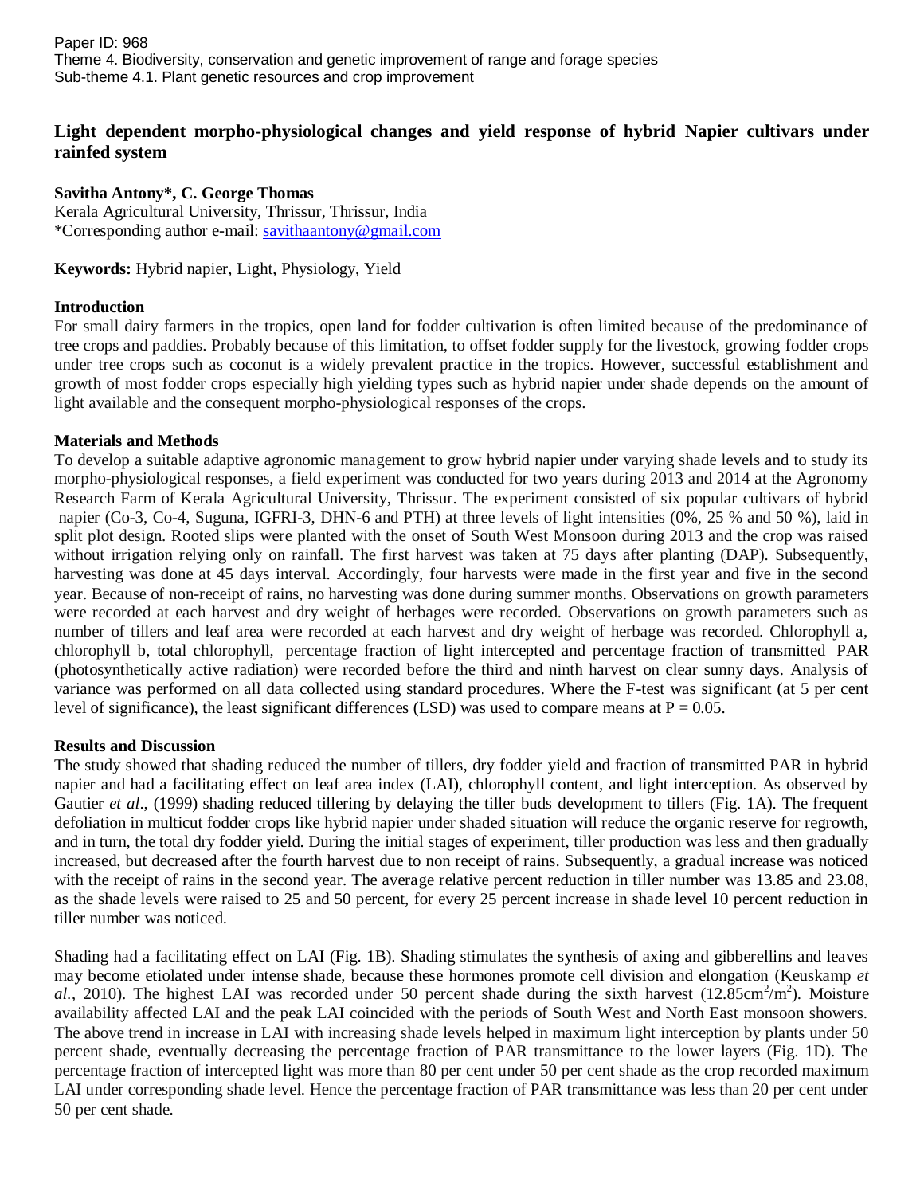Paper ID: 968
Theme 4. Biodiversity, conservation and genetic improvement of range and forage species
Sub-theme 4.1. Plant genetic resources and crop improvement

# Light dependent morpho-physiological changes and yield response of hybrid Napier cultivars under rainfed system

**Savitha Antony*, C. George Thomas**
Kerala Agricultural University, Thrissur, Thrissur, India
*Corresponding author e-mail: savithaantony@gmail.com

**Keywords:** Hybrid napier, Light, Physiology, Yield

## Introduction

For small dairy farmers in the tropics, open land for fodder cultivation is often limited because of the predominance of tree crops and paddies. Probably because of this limitation, to offset fodder supply for the livestock, growing fodder crops under tree crops such as coconut is a widely prevalent practice in the tropics. However, successful establishment and growth of most fodder crops especially high yielding types such as hybrid napier under shade depends on the amount of light available and the consequent morpho-physiological responses of the crops.

## Materials and Methods

To develop a suitable adaptive agronomic management to grow hybrid napier under varying shade levels and to study its morpho-physiological responses, a field experiment was conducted for two years during 2013 and 2014 at the Agronomy Research Farm of Kerala Agricultural University, Thrissur. The experiment consisted of six popular cultivars of hybrid napier (Co-3, Co-4, Suguna, IGFRI-3, DHN-6 and PTH) at three levels of light intensities (0%, 25 % and 50 %), laid in split plot design. Rooted slips were planted with the onset of South West Monsoon during 2013 and the crop was raised without irrigation relying only on rainfall. The first harvest was taken at 75 days after planting (DAP). Subsequently, harvesting was done at 45 days interval. Accordingly, four harvests were made in the first year and five in the second year. Because of non-receipt of rains, no harvesting was done during summer months. Observations on growth parameters were recorded at each harvest and dry weight of herbages were recorded. Observations on growth parameters such as number of tillers and leaf area were recorded at each harvest and dry weight of herbage was recorded. Chlorophyll a, chlorophyll b, total chlorophyll, percentage fraction of light intercepted and percentage fraction of transmitted PAR (photosynthetically active radiation) were recorded before the third and ninth harvest on clear sunny days. Analysis of variance was performed on all data collected using standard procedures. Where the F-test was significant (at 5 per cent level of significance), the least significant differences (LSD) was used to compare means at $P = 0.05$.

## Results and Discussion

The study showed that shading reduced the number of tillers, dry fodder yield and fraction of transmitted PAR in hybrid napier and had a facilitating effect on leaf area index (LAI), chlorophyll content, and light interception. As observed by Gautier *et al*., (1999) shading reduced tillering by delaying the tiller buds development to tillers (Fig. 1A). The frequent defoliation in multicut fodder crops like hybrid napier under shaded situation will reduce the organic reserve for regrowth, and in turn, the total dry fodder yield. During the initial stages of experiment, tiller production was less and then gradually increased, but decreased after the fourth harvest due to non receipt of rains. Subsequently, a gradual increase was noticed with the receipt of rains in the second year. The average relative percent reduction in tiller number was 13.85 and 23.08, as the shade levels were raised to 25 and 50 percent, for every 25 percent increase in shade level 10 percent reduction in tiller number was noticed.

Shading had a facilitating effect on LAI (Fig. 1B). Shading stimulates the synthesis of axing and gibberellins and leaves may become etiolated under intense shade, because these hormones promote cell division and elongation (Keuskamp *et al*., 2010). The highest LAI was recorded under 50 percent shade during the sixth harvest ($12.85 cm^2/m^2$). Moisture availability affected LAI and the peak LAI coincided with the periods of South West and North East monsoon showers. The above trend in increase in LAI with increasing shade levels helped in maximum light interception by plants under 50 percent shade, eventually decreasing the percentage fraction of PAR transmittance to the lower layers (Fig. 1D). The percentage fraction of intercepted light was more than 80 per cent under 50 per cent shade as the crop recorded maximum LAI under corresponding shade level. Hence the percentage fraction of PAR transmittance was less than 20 per cent under 50 per cent shade.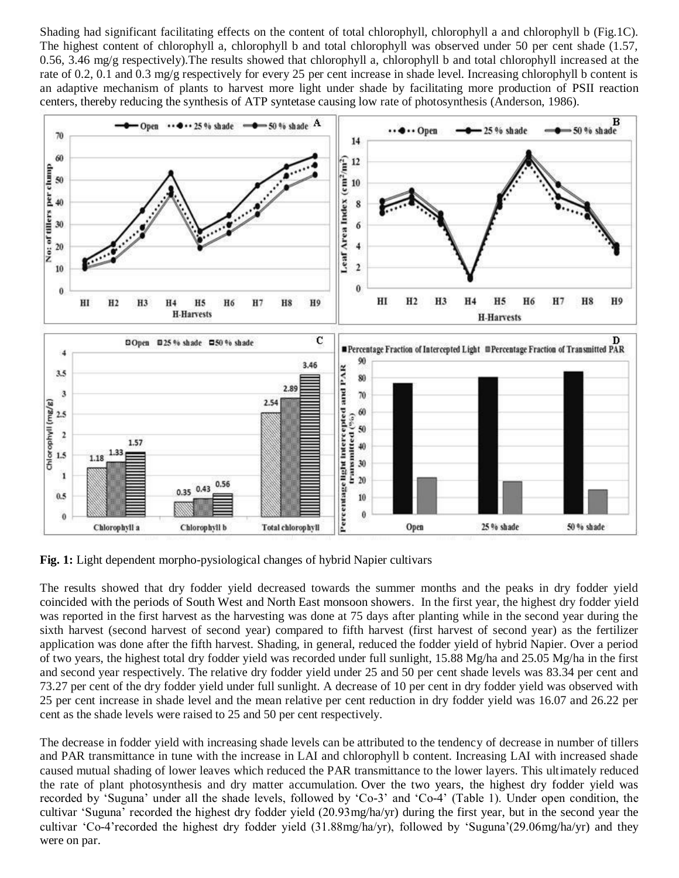Shading had significant facilitating effects on the content of total chlorophyll, chlorophyll a and chlorophyll b (Fig.1C). The highest content of chlorophyll a, chlorophyll b and total chlorophyll was observed under 50 per cent shade (1.57, 0.56, 3.46 mg/g respectively).The results showed that chlorophyll a, chlorophyll b and total chlorophyll increased at the rate of 0.2, 0.1 and 0.3 mg/g respectively for every 25 per cent increase in shade level. Increasing chlorophyll b content is an adaptive mechanism of plants to harvest more light under shade by facilitating more production of PSII reaction centers, thereby reducing the synthesis of ATP syntetase causing low rate of photosynthesis (Anderson, 1986).

**Fig. 1:** Light dependent morpho-pysiological changes of hybrid Napier cultivars

The results showed that dry fodder yield decreased towards the summer months and the peaks in dry fodder yield coincided with the periods of South West and North East monsoon showers. In the first year, the highest dry fodder yield was reported in the first harvest as the harvesting was done at 75 days after planting while in the second year during the sixth harvest (second harvest of second year) compared to fifth harvest (first harvest of second year) as the fertilizer application was done after the fifth harvest. Shading, in general, reduced the fodder yield of hybrid Napier. Over a period of two years, the highest total dry fodder yield was recorded under full sunlight, 15.88 Mg/ha and 25.05 Mg/ha in the first and second year respectively. The relative dry fodder yield under 25 and 50 per cent shade levels was 83.34 per cent and 73.27 per cent of the dry fodder yield under full sunlight. A decrease of 10 per cent in dry fodder yield was observed with 25 per cent increase in shade level and the mean relative per cent reduction in dry fodder yield was 16.07 and 26.22 per cent as the shade levels were raised to 25 and 50 per cent respectively.

The decrease in fodder yield with increasing shade levels can be attributed to the tendency of decrease in number of tillers and PAR transmittance in tune with the increase in LAI and chlorophyll b content. Increasing LAI with increased shade caused mutual shading of lower leaves which reduced the PAR transmittance to the lower layers. This ultimately reduced the rate of plant photosynthesis and dry matter accumulation. Over the two years, the highest dry fodder yield was recorded by 'Suguna' under all the shade levels, followed by 'Co-3' and 'Co-4' (Table 1). Under open condition, the cultivar 'Suguna' recorded the highest dry fodder yield (20.93mg/ha/yr) during the first year, but in the second year the cultivar 'Co-4'recorded the highest dry fodder yield (31.88mg/ha/yr), followed by 'Suguna'(29.06mg/ha/yr) and they were on par.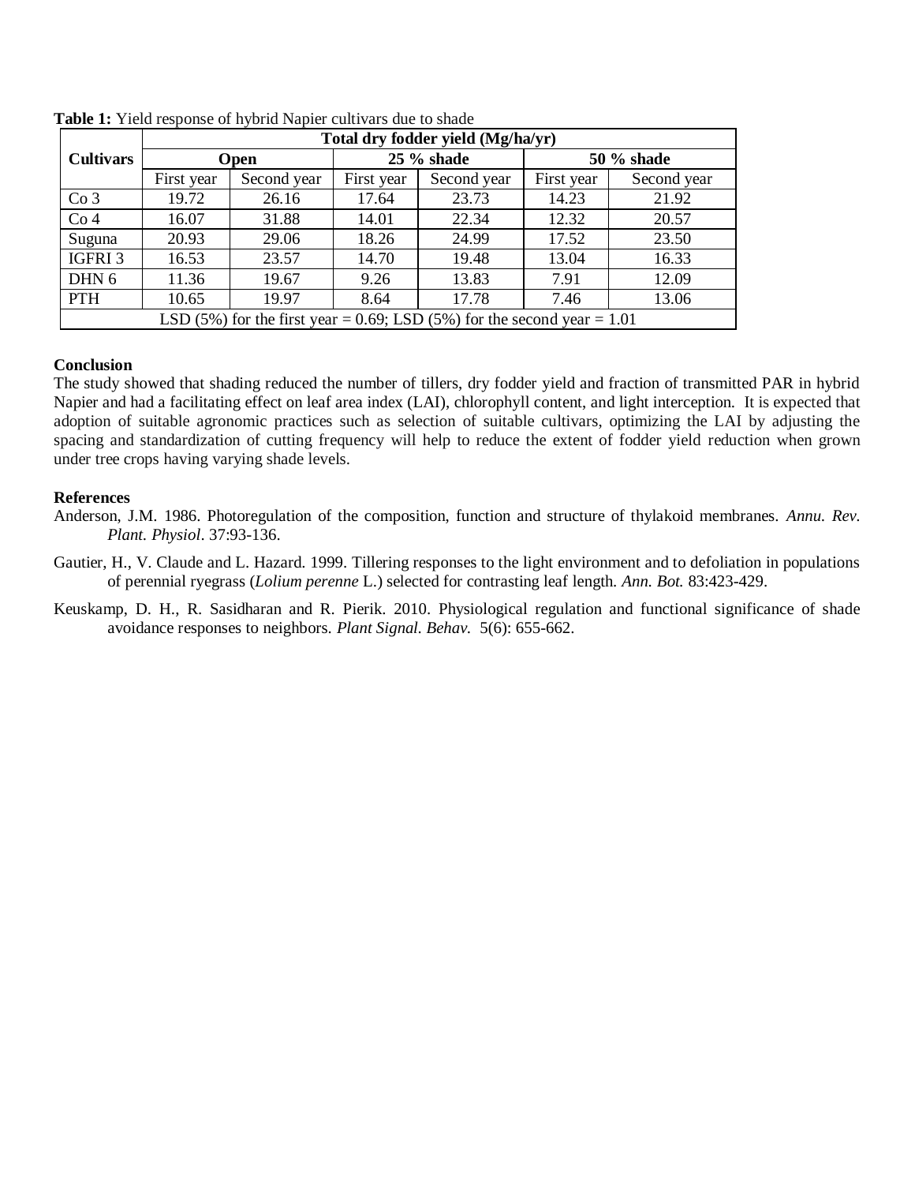**Table 1:** Yield response of hybrid Napier cultivars due to shade

| Cultivars | Total dry fodder yield (Mg/ha/yr) | | | | | |
|---|---|---|---|---|---|---|
| | Open | | 25 % shade | | 50 % shade | |
| | First year | Second year | First year | Second year | First year | Second year |
| Co 3 | 19.72 | 26.16 | 17.64 | 23.73 | 14.23 | 21.92 |
| Co 4 | 16.07 | 31.88 | 14.01 | 22.34 | 12.32 | 20.57 |
| Suguna | 20.93 | 29.06 | 18.26 | 24.99 | 17.52 | 23.50 |
| IGFRI 3 | 16.53 | 23.57 | 14.70 | 19.48 | 13.04 | 16.33 |
| DHN 6 | 11.36 | 19.67 | 9.26 | 13.83 | 7.91 | 12.09 |
| PTH | 10.65 | 19.97 | 8.64 | 17.78 | 7.46 | 13.06 |
| LSD (5%) for the first year = 0.69; LSD (5%) for the second year = 1.01 | | | | | | |

### Conclusion

The study showed that shading reduced the number of tillers, dry fodder yield and fraction of transmitted PAR in hybrid Napier and had a facilitating effect on leaf area index (LAI), chlorophyll content, and light interception. It is expected that adoption of suitable agronomic practices such as selection of suitable cultivars, optimizing the LAI by adjusting the spacing and standardization of cutting frequency will help to reduce the extent of fodder yield reduction when grown under tree crops having varying shade levels.

### References

Anderson, J.M. 1986. Photoregulation of the composition, function and structure of thylakoid membranes. *Annu. Rev. Plant. Physiol*. 37:93-136.

Gautier, H., V. Claude and L. Hazard. 1999. Tillering responses to the light environment and to defoliation in populations of perennial ryegrass (*Lolium perenne* L.) selected for contrasting leaf length. *Ann. Bot.* 83:423-429.

Keuskamp, D. H., R. Sasidharan and R. Pierik. 2010. Physiological regulation and functional significance of shade avoidance responses to neighbors. *Plant Signal. Behav.* 5(6): 655-662.